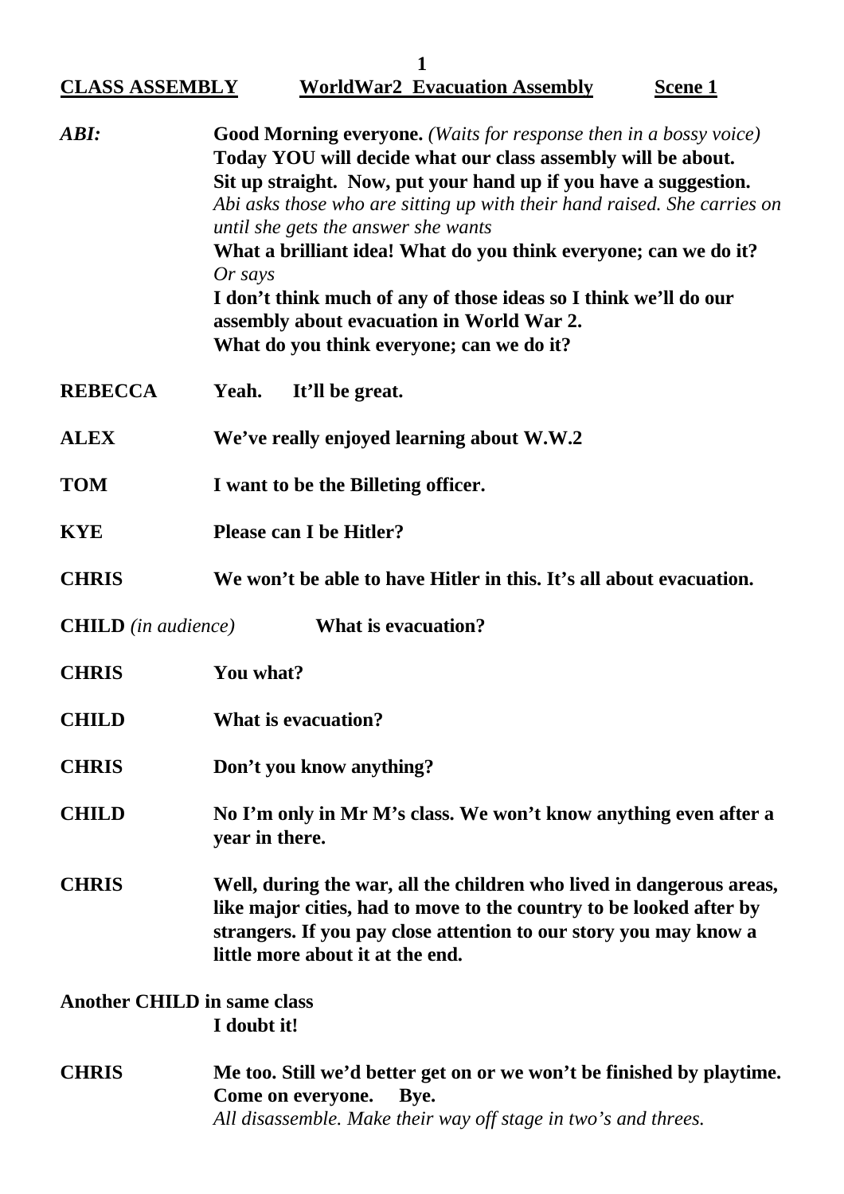**CLASS ASSEMBLY** **WorldWar2 Evacuation Assembly** **Scene 1**

***ABI:*** **Good Morning everyone.** *(Waits for response then in a bossy voice)* **Today YOU will decide what our class assembly will be about. Sit up straight. Now, put your hand up if you have a suggestion.** *Abi asks those who are sitting up with their hand raised. She carries on until she gets the answer she wants* **What a brilliant idea! What do you think everyone; can we do it?** *Or says* **I don't think much of any of those ideas so I think we'll do our assembly about evacuation in World War 2. What do you think everyone; can we do it?**

**REBECCA** **Yeah. It'll be great.**

**ALEX** **We've really enjoyed learning about W.W.2**

**TOM** **I want to be the Billeting officer.**

**KYE** **Please can I be Hitler?**

**CHRIS** **We won't be able to have Hitler in this. It's all about evacuation.**

**CHILD** *(in audience)* **What is evacuation?**

**CHRIS** **You what?**

**CHILD** **What is evacuation?**

**CHRIS** **Don't you know anything?**

**CHILD** **No I'm only in Mr M's class. We won't know anything even after a year in there.**

**CHRIS** **Well, during the war, all the children who lived in dangerous areas, like major cities, had to move to the country to be looked after by strangers. If you pay close attention to our story you may know a little more about it at the end.**

**Another CHILD in same class** **I doubt it!**

**CHRIS** **Me too. Still we'd better get on or we won't be finished by playtime. Come on everyone. Bye.** *All disassemble. Make their way off stage in two's and threes.*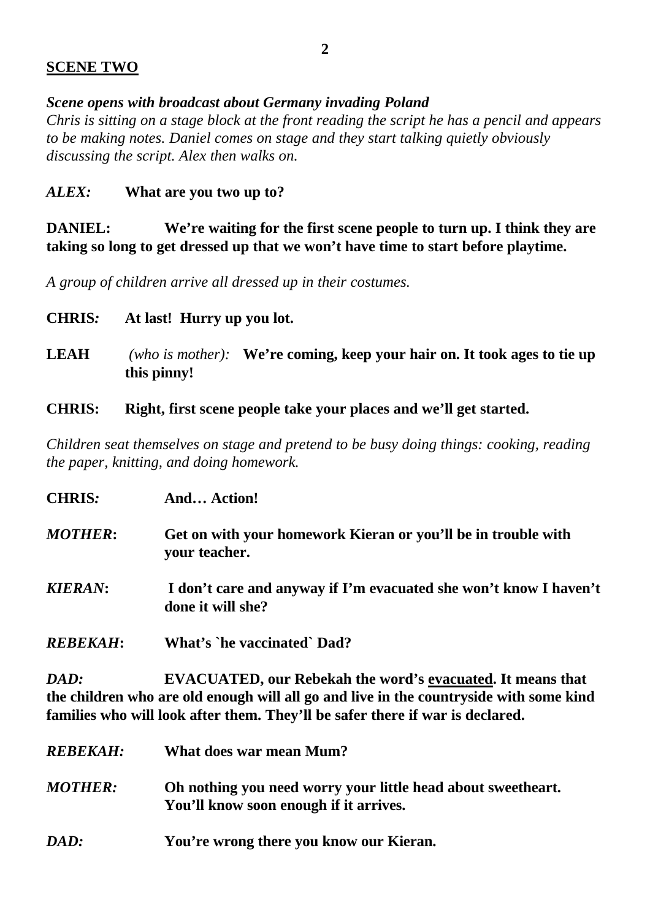**<u>SCENE TWO</u>**

***Scene opens with broadcast about Germany invading Poland***

*Chris is sitting on a stage block at the front reading the script he has a pencil and appears to be making notes. Daniel comes on stage and they start talking quietly obviously discussing the script. Alex then walks on.*

***ALEX:*** **What are you two up to?**

**DANIEL: We're waiting for the first scene people to turn up. I think they are taking so long to get dressed up that we won't have time to start before playtime.**

*A group of children arrive all dressed up in their costumes.*

**CHRIS*:*** **At last! Hurry up you lot.**

**LEAH** *(who is mother):* **We're coming, keep your hair on. It took ages to tie up this pinny!**

**CHRIS: Right, first scene people take your places and we'll get started.**

*Children seat themselves on stage and pretend to be busy doing things: cooking, reading the paper, knitting, and doing homework.*

**CHRIS*:*** **And… Action!**

***MOTHER*:** **Get on with your homework Kieran or you'll be in trouble with your teacher.**

***KIERAN*:** **I don't care and anyway if I'm evacuated she won't know I haven't done it will she?**

***REBEKAH*:** **What's `he vaccinated` Dad?**

***DAD:*** **EVACUATED, our Rebekah the word's <u>evacuated</u>. It means that the children who are old enough will all go and live in the countryside with some kind families who will look after them. They'll be safer there if war is declared.**

***REBEKAH:*** **What does war mean Mum?**

***MOTHER:*** **Oh nothing you need worry your little head about sweetheart. You'll know soon enough if it arrives.**

***DAD:*** **You're wrong there you know our Kieran.**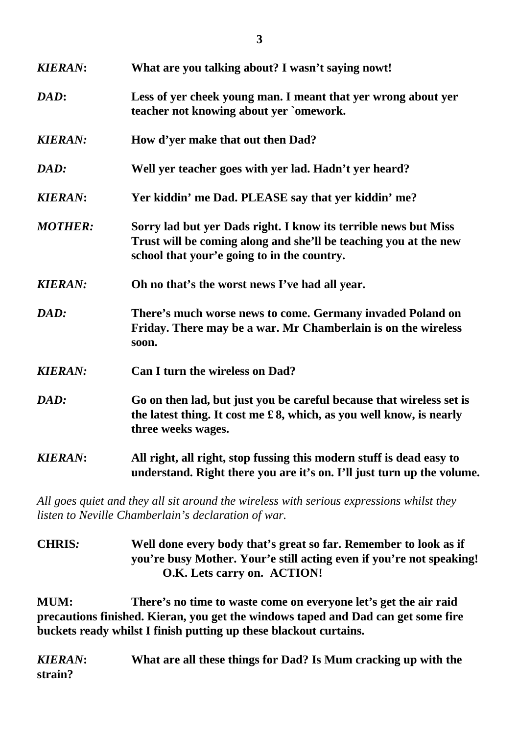***KIERAN*:** **What are you talking about? I wasn't saying nowt!**

***DAD*:** **Less of yer cheek young man. I meant that yer wrong about yer teacher not knowing about yer `omework.**

***KIERAN:*** **How d'yer make that out then Dad?**

***DAD:*** **Well yer teacher goes with yer lad. Hadn't yer heard?**

***KIERAN*:** **Yer kiddin' me Dad. PLEASE say that yer kiddin' me?**

***MOTHER:*** **Sorry lad but yer Dads right. I know its terrible news but Miss Trust will be coming along and she'll be teaching you at the new school that your'e going to in the country.**

***KIERAN:*** **Oh no that's the worst news I've had all year.**

***DAD:*** **There's much worse news to come. Germany invaded Poland on Friday. There may be a war. Mr Chamberlain is on the wireless soon.**

***KIERAN:*** **Can I turn the wireless on Dad?**

***DAD:*** **Go on then lad, but just you be careful because that wireless set is the latest thing. It cost me £ 8, which, as you well know, is nearly three weeks wages.**

***KIERAN*:** **All right, all right, stop fussing this modern stuff is dead easy to understand. Right there you are it's on. I'll just turn up the volume.**

*All goes quiet and they all sit around the wireless with serious expressions whilst they listen to Neville Chamberlain's declaration of war.*

**CHRIS*:*** **Well done every body that's great so far. Remember to look as if you're busy Mother. Your'e still acting even if you're not speaking! O.K. Lets carry on. ACTION!**

**MUM:** **There's no time to waste come on everyone let's get the air raid precautions finished. Kieran, you get the windows taped and Dad can get some fire buckets ready whilst I finish putting up these blackout curtains.**

***KIERAN*:** **What are all these things for Dad? Is Mum cracking up with the strain?**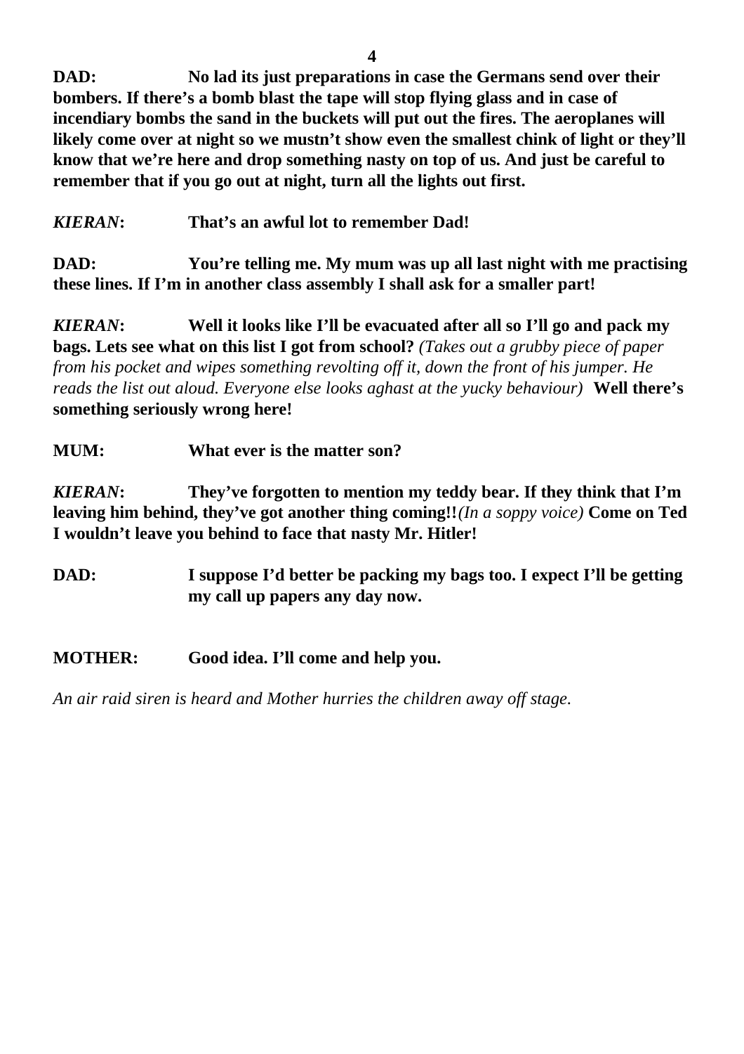**DAD:** **No lad its just preparations in case the Germans send over their bombers. If there's a bomb blast the tape will stop flying glass and in case of incendiary bombs the sand in the buckets will put out the fires. The aeroplanes will likely come over at night so we mustn't show even the smallest chink of light or they'll know that we're here and drop something nasty on top of us. And just be careful to remember that if you go out at night, turn all the lights out first.**

***KIERAN*:** **That's an awful lot to remember Dad!**

**DAD:** **You're telling me. My mum was up all last night with me practising these lines. If I'm in another class assembly I shall ask for a smaller part!**

***KIERAN*:** **Well it looks like I'll be evacuated after all so I'll go and pack my bags. Lets see what on this list I got from school?** *(Takes out a grubby piece of paper from his pocket and wipes something revolting off it, down the front of his jumper. He reads the list out aloud. Everyone else looks aghast at the yucky behaviour)* **Well there's something seriously wrong here!**

**MUM:** **What ever is the matter son?**

***KIERAN*:** **They've forgotten to mention my teddy bear. If they think that I'm leaving him behind, they've got another thing coming!!***(In a soppy voice)* **Come on Ted I wouldn't leave you behind to face that nasty Mr. Hitler!**

**DAD:** **I suppose I'd better be packing my bags too. I expect I'll be getting my call up papers any day now.**

**MOTHER:** **Good idea. I'll come and help you.**

*An air raid siren is heard and Mother hurries the children away off stage.*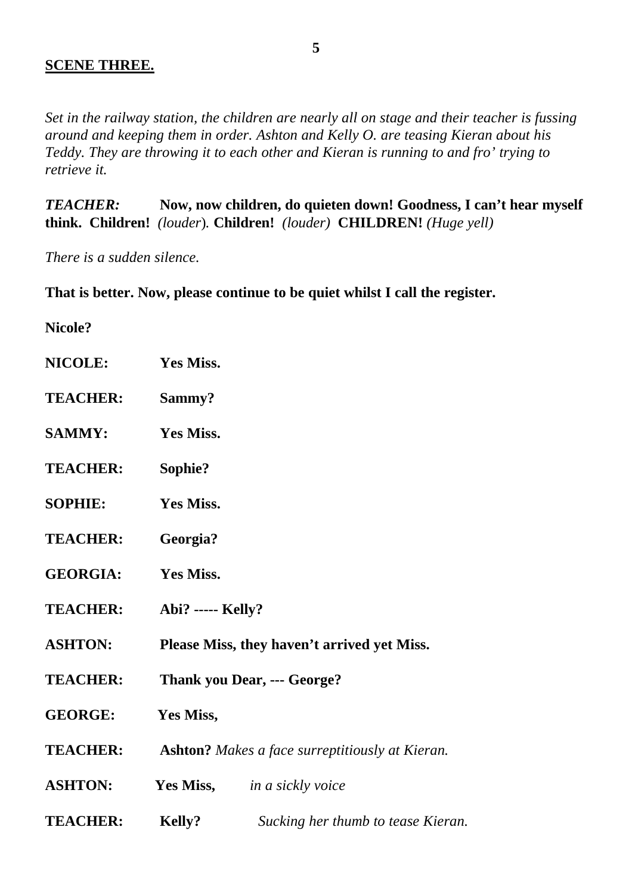## SCENE THREE.

*Set in the railway station, the children are nearly all on stage and their teacher is fussing around and keeping them in order. Ashton and Kelly O. are teasing Kieran about his Teddy. They are throwing it to each other and Kieran is running to and fro' trying to retrieve it.*

***TEACHER:*** **Now, now children, do quieten down! Goodness, I can't hear myself think. Children!** *(louder).* **Children!** *(louder)* **CHILDREN!** *(Huge yell)*

*There is a sudden silence.*

**That is better. Now, please continue to be quiet whilst I call the register.**

**Nicole?**

**NICOLE:** **Yes Miss.**

**TEACHER:** **Sammy?**

**SAMMY:** **Yes Miss.**

**TEACHER:** **Sophie?**

**SOPHIE:** **Yes Miss.**

**TEACHER:** **Georgia?**

**GEORGIA:** **Yes Miss.**

**TEACHER:** **Abi? ----- Kelly?**

**ASHTON:** **Please Miss, they haven't arrived yet Miss.**

**TEACHER:** **Thank you Dear, --- George?**

**GEORGE:** **Yes Miss,**

**TEACHER:** **Ashton?** *Makes a face surreptitiously at Kieran.*

**ASHTON:** **Yes Miss,** *in a sickly voice*

**TEACHER:** **Kelly?** *Sucking her thumb to tease Kieran.*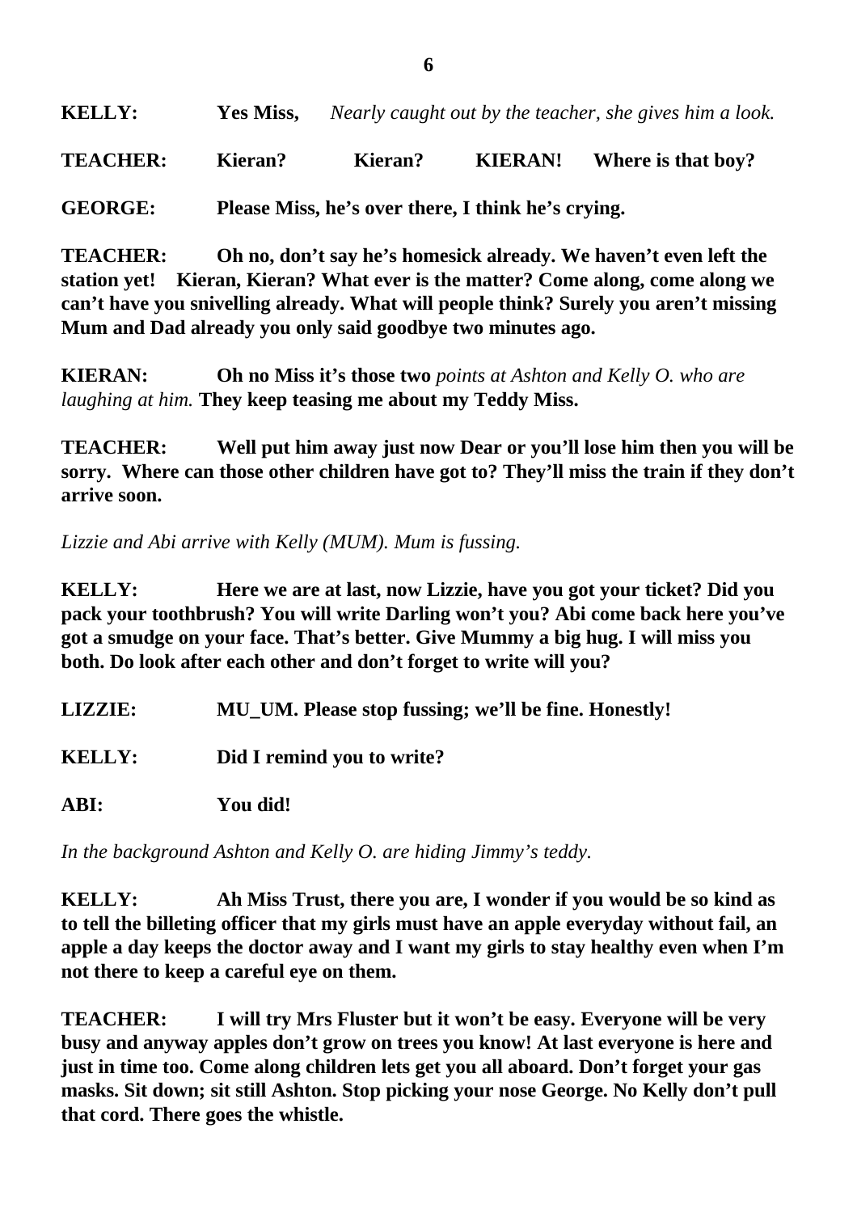**KELLY:** **Yes Miss,** *Nearly caught out by the teacher, she gives him a look.*

**TEACHER:** **Kieran? Kieran? KIERAN! Where is that boy?**

**GEORGE:** **Please Miss, he's over there, I think he's crying.**

**TEACHER:** **Oh no, don't say he's homesick already. We haven't even left the station yet! Kieran, Kieran? What ever is the matter? Come along, come along we can't have you snivelling already. What will people think? Surely you aren't missing Mum and Dad already you only said goodbye two minutes ago.**

**KIERAN:** **Oh no Miss it's those two** *points at Ashton and Kelly O. who are laughing at him.* **They keep teasing me about my Teddy Miss.**

**TEACHER:** **Well put him away just now Dear or you'll lose him then you will be sorry. Where can those other children have got to? They'll miss the train if they don't arrive soon.**

*Lizzie and Abi arrive with Kelly (MUM). Mum is fussing.*

**KELLY:** **Here we are at last, now Lizzie, have you got your ticket? Did you pack your toothbrush? You will write Darling won't you? Abi come back here you've got a smudge on your face. That's better. Give Mummy a big hug. I will miss you both. Do look after each other and don't forget to write will you?**

**LIZZIE:** **MU_UM. Please stop fussing; we'll be fine. Honestly!**

**KELLY:** **Did I remind you to write?**

**ABI:** **You did!**

*In the background Ashton and Kelly O. are hiding Jimmy's teddy.*

**KELLY:** **Ah Miss Trust, there you are, I wonder if you would be so kind as to tell the billeting officer that my girls must have an apple everyday without fail, an apple a day keeps the doctor away and I want my girls to stay healthy even when I'm not there to keep a careful eye on them.**

**TEACHER:** **I will try Mrs Fluster but it won't be easy. Everyone will be very busy and anyway apples don't grow on trees you know! At last everyone is here and just in time too. Come along children lets get you all aboard. Don't forget your gas masks. Sit down; sit still Ashton. Stop picking your nose George. No Kelly don't pull that cord. There goes the whistle.**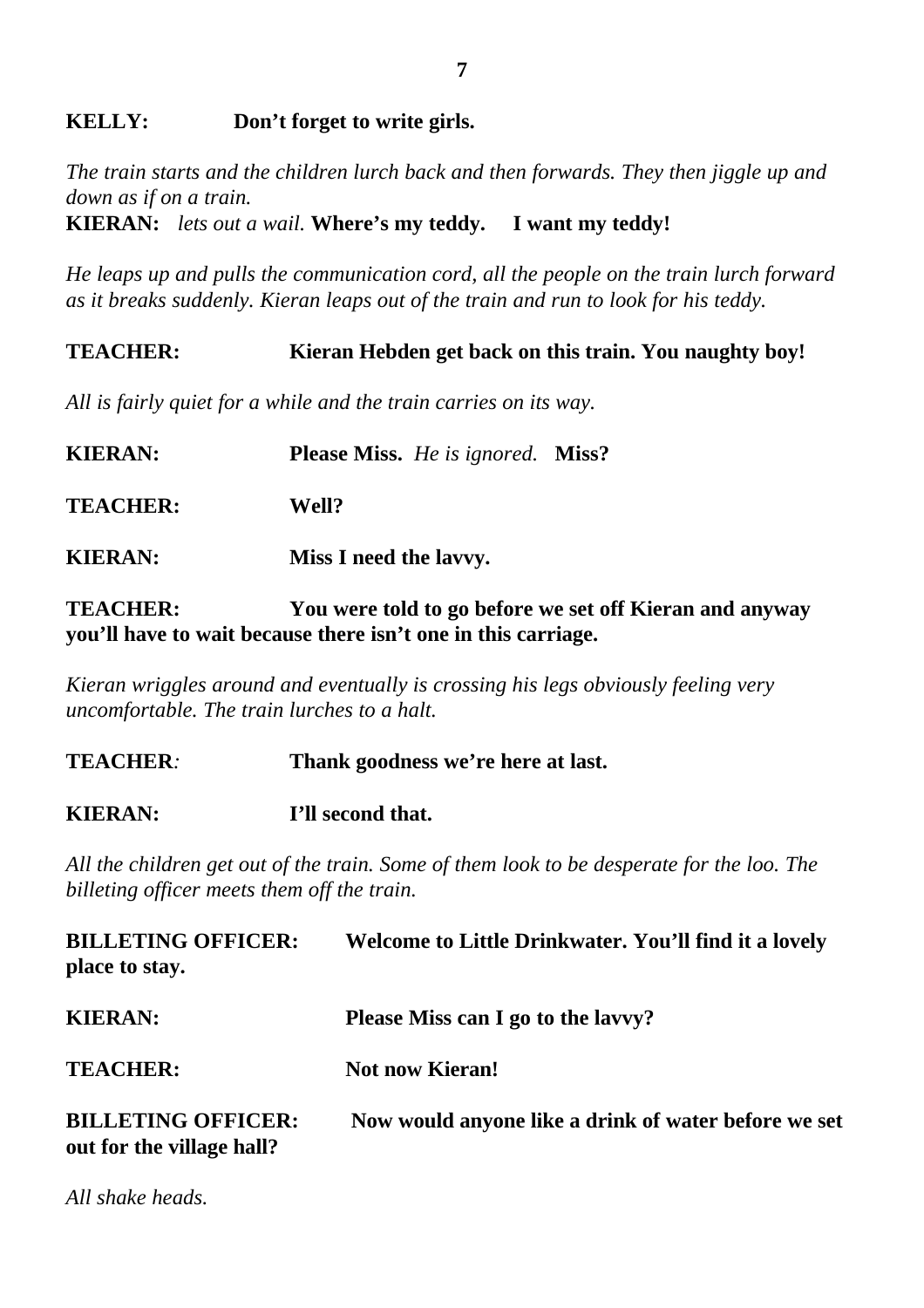**KELLY:** **Don't forget to write girls.**

*The train starts and the children lurch back and then forwards. They then jiggle up and down as if on a train.*

**KIERAN:** *lets out a wail.* **Where's my teddy. I want my teddy!**

*He leaps up and pulls the communication cord, all the people on the train lurch forward as it breaks suddenly. Kieran leaps out of the train and run to look for his teddy.*

**TEACHER:** **Kieran Hebden get back on this train. You naughty boy!**

*All is fairly quiet for a while and the train carries on its way.*

**KIERAN:** **Please Miss.** *He is ignored.* **Miss?**

**TEACHER:** **Well?**

**KIERAN:** **Miss I need the lavvy.**

**TEACHER:** **You were told to go before we set off Kieran and anyway you'll have to wait because there isn't one in this carriage.**

*Kieran wriggles around and eventually is crossing his legs obviously feeling very uncomfortable. The train lurches to a halt.*

**TEACHER***:* **Thank goodness we're here at last.**

**KIERAN:** **I'll second that.**

*All the children get out of the train. Some of them look to be desperate for the loo. The billeting officer meets them off the train.*

**BILLETING OFFICER:** **Welcome to Little Drinkwater. You'll find it a lovely place to stay.**

**KIERAN:** **Please Miss can I go to the lavvy?**

**TEACHER:** **Not now Kieran!**

**BILLETING OFFICER:** **Now would anyone like a drink of water before we set out for the village hall?**

*All shake heads.*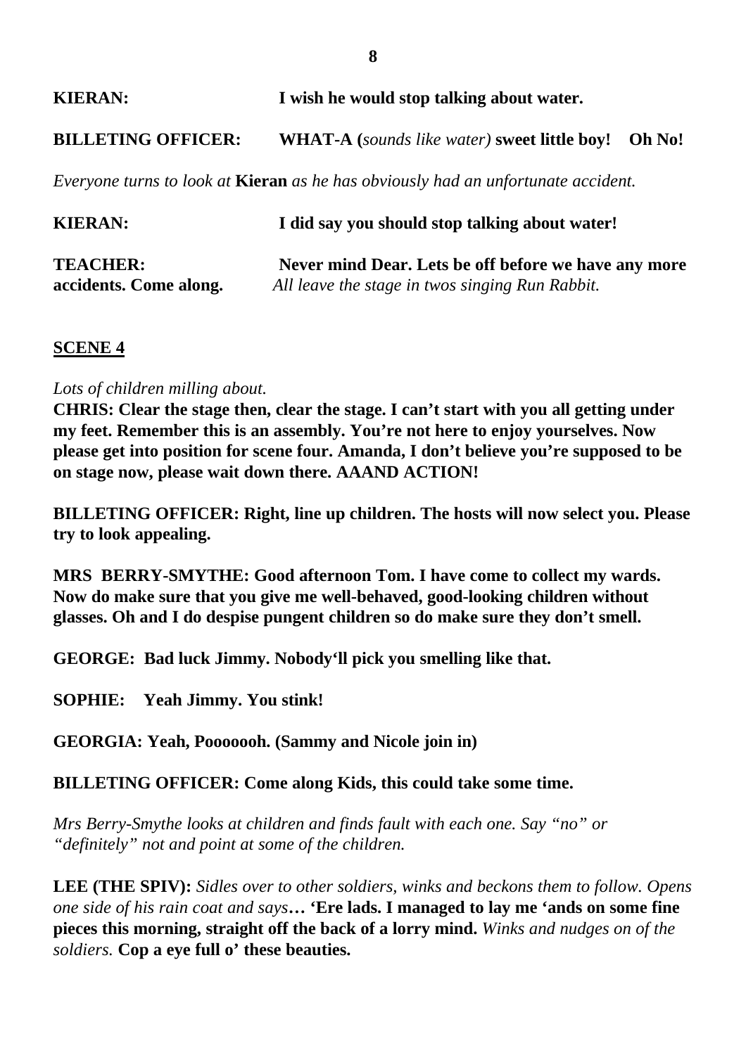**KIERAN:** **I wish he would stop talking about water.**

**BILLETING OFFICER:** **WHAT-A (***sounds like water)* **sweet little boy! Oh No!**

*Everyone turns to look at* **Kieran** *as he has obviously had an unfortunate accident.*

**KIERAN:** **I did say you should stop talking about water!**

**TEACHER:** **Never mind Dear. Lets be off before we have any more accidents. Come along.** *All leave the stage in twos singing Run Rabbit.*

## SCENE 4

*Lots of children milling about.*

**CHRIS: Clear the stage then, clear the stage. I can't start with you all getting under my feet. Remember this is an assembly. You're not here to enjoy yourselves. Now please get into position for scene four. Amanda, I don't believe you're supposed to be on stage now, please wait down there. AAAND ACTION!**

**BILLETING OFFICER: Right, line up children. The hosts will now select you. Please try to look appealing.**

**MRS BERRY-SMYTHE: Good afternoon Tom. I have come to collect my wards. Now do make sure that you give me well-behaved, good-looking children without glasses. Oh and I do despise pungent children so do make sure they don't smell.**

**GEORGE: Bad luck Jimmy. Nobody'll pick you smelling like that.**

**SOPHIE: Yeah Jimmy. You stink!**

**GEORGIA: Yeah, Pooooooh. (Sammy and Nicole join in)**

**BILLETING OFFICER: Come along Kids, this could take some time.**

*Mrs Berry-Smythe looks at children and finds fault with each one. Say "no" or "definitely" not and point at some of the children.*

**LEE (THE SPIV):** *Sidles over to other soldiers, winks and beckons them to follow. Opens one side of his rain coat and says***… 'Ere lads. I managed to lay me 'ands on some fine pieces this morning, straight off the back of a lorry mind.** *Winks and nudges on of the soldiers.* **Cop a eye full o' these beauties.**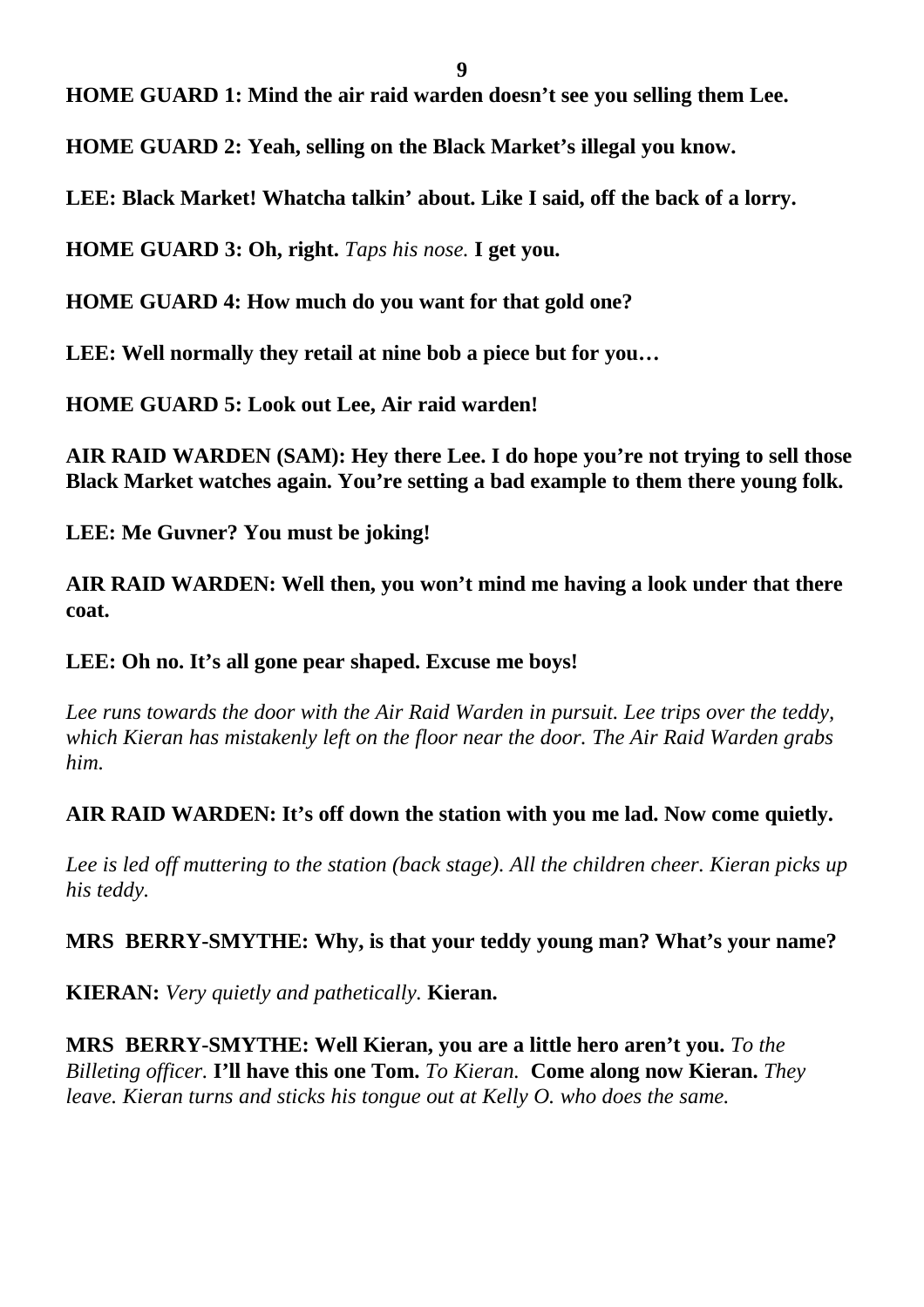**HOME GUARD 1: Mind the air raid warden doesn't see you selling them Lee.**

**HOME GUARD 2: Yeah, selling on the Black Market's illegal you know.**

**LEE: Black Market! Whatcha talkin' about. Like I said, off the back of a lorry.**

**HOME GUARD 3: Oh, right.** *Taps his nose.* **I get you.**

**HOME GUARD 4: How much do you want for that gold one?**

**LEE: Well normally they retail at nine bob a piece but for you…**

**HOME GUARD 5: Look out Lee, Air raid warden!**

**AIR RAID WARDEN (SAM): Hey there Lee. I do hope you're not trying to sell those Black Market watches again. You're setting a bad example to them there young folk.**

**LEE: Me Guvner? You must be joking!**

**AIR RAID WARDEN: Well then, you won't mind me having a look under that there coat.**

**LEE: Oh no. It's all gone pear shaped. Excuse me boys!**

*Lee runs towards the door with the Air Raid Warden in pursuit. Lee trips over the teddy, which Kieran has mistakenly left on the floor near the door. The Air Raid Warden grabs him.*

**AIR RAID WARDEN: It's off down the station with you me lad. Now come quietly.**

*Lee is led off muttering to the station (back stage). All the children cheer. Kieran picks up his teddy.*

**MRS BERRY-SMYTHE: Why, is that your teddy young man? What's your name?**

**KIERAN:** *Very quietly and pathetically.* **Kieran.**

**MRS BERRY-SMYTHE: Well Kieran, you are a little hero aren't you.** *To the Billeting officer.* **I'll have this one Tom.** *To Kieran.* **Come along now Kieran.** *They leave. Kieran turns and sticks his tongue out at Kelly O. who does the same.*